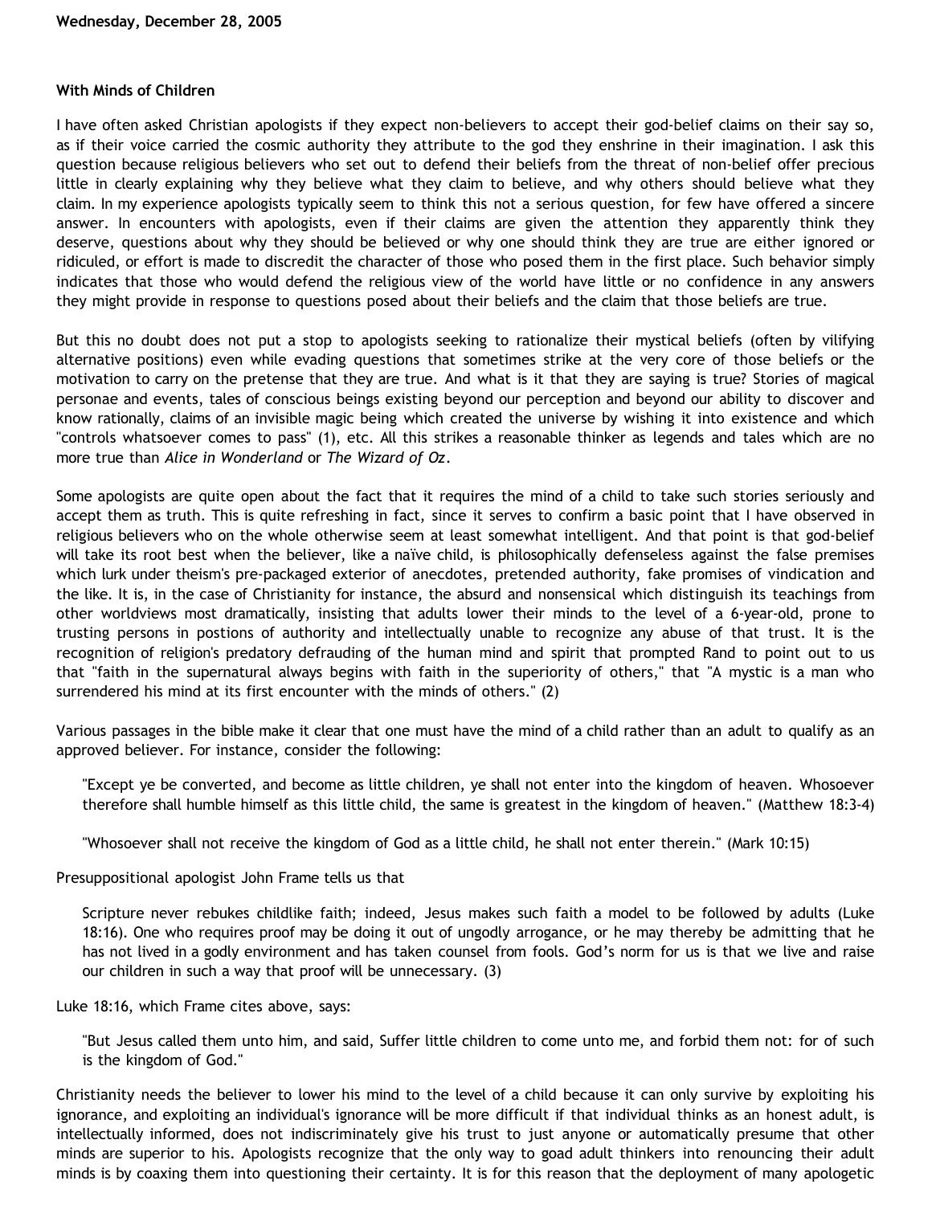**Wednesday, December 28, 2005**

## With Minds of Children

I have often asked Christian apologists if they expect non-believers to accept their god-belief claims on their say so, as if their voice carried the cosmic authority they attribute to the god they enshrine in their imagination. I ask this question because religious believers who set out to defend their beliefs from the threat of non-belief offer precious little in clearly explaining why they believe what they claim to believe, and why others should believe what they claim. In my experience apologists typically seem to think this not a serious question, for few have offered a sincere answer. In encounters with apologists, even if their claims are given the attention they apparently think they deserve, questions about why they should be believed or why one should think they are true are either ignored or ridiculed, or effort is made to discredit the character of those who posed them in the first place. Such behavior simply indicates that those who would defend the religious view of the world have little or no confidence in any answers they might provide in response to questions posed about their beliefs and the claim that those beliefs are true.

But this no doubt does not put a stop to apologists seeking to rationalize their mystical beliefs (often by vilifying alternative positions) even while evading questions that sometimes strike at the very core of those beliefs or the motivation to carry on the pretense that they are true. And what is it that they are saying is true? Stories of magical personae and events, tales of conscious beings existing beyond our perception and beyond our ability to discover and know rationally, claims of an invisible magic being which created the universe by wishing it into existence and which "controls whatsoever comes to pass" (1), etc. All this strikes a reasonable thinker as legends and tales which are no more true than *Alice in Wonderland* or *The Wizard of Oz*.

Some apologists are quite open about the fact that it requires the mind of a child to take such stories seriously and accept them as truth. This is quite refreshing in fact, since it serves to confirm a basic point that I have observed in religious believers who on the whole otherwise seem at least somewhat intelligent. And that point is that god-belief will take its root best when the believer, like a naïve child, is philosophically defenseless against the false premises which lurk under theism's pre-packaged exterior of anecdotes, pretended authority, fake promises of vindication and the like. It is, in the case of Christianity for instance, the absurd and nonsensical which distinguish its teachings from other worldviews most dramatically, insisting that adults lower their minds to the level of a 6-year-old, prone to trusting persons in postions of authority and intellectually unable to recognize any abuse of that trust. It is the recognition of religion's predatory defrauding of the human mind and spirit that prompted Rand to point out to us that "faith in the supernatural always begins with faith in the superiority of others," that "A mystic is a man who surrendered his mind at its first encounter with the minds of others." (2)

Various passages in the bible make it clear that one must have the mind of a child rather than an adult to qualify as an approved believer. For instance, consider the following:

> "Except ye be converted, and become as little children, ye shall not enter into the kingdom of heaven. Whosoever therefore shall humble himself as this little child, the same is greatest in the kingdom of heaven." (Matthew 18:3-4)

> "Whosoever shall not receive the kingdom of God as a little child, he shall not enter therein." (Mark 10:15)

Presuppositional apologist John Frame tells us that

> Scripture never rebukes childlike faith; indeed, Jesus makes such faith a model to be followed by adults (Luke 18:16). One who requires proof may be doing it out of ungodly arrogance, or he may thereby be admitting that he has not lived in a godly environment and has taken counsel from fools. God's norm for us is that we live and raise our children in such a way that proof will be unnecessary. (3)

Luke 18:16, which Frame cites above, says:

> "But Jesus called them unto him, and said, Suffer little children to come unto me, and forbid them not: for of such is the kingdom of God."

Christianity needs the believer to lower his mind to the level of a child because it can only survive by exploiting his ignorance, and exploiting an individual's ignorance will be more difficult if that individual thinks as an honest adult, is intellectually informed, does not indiscriminately give his trust to just anyone or automatically presume that other minds are superior to his. Apologists recognize that the only way to goad adult thinkers into renouncing their adult minds is by coaxing them into questioning their certainty. It is for this reason that the deployment of many apologetic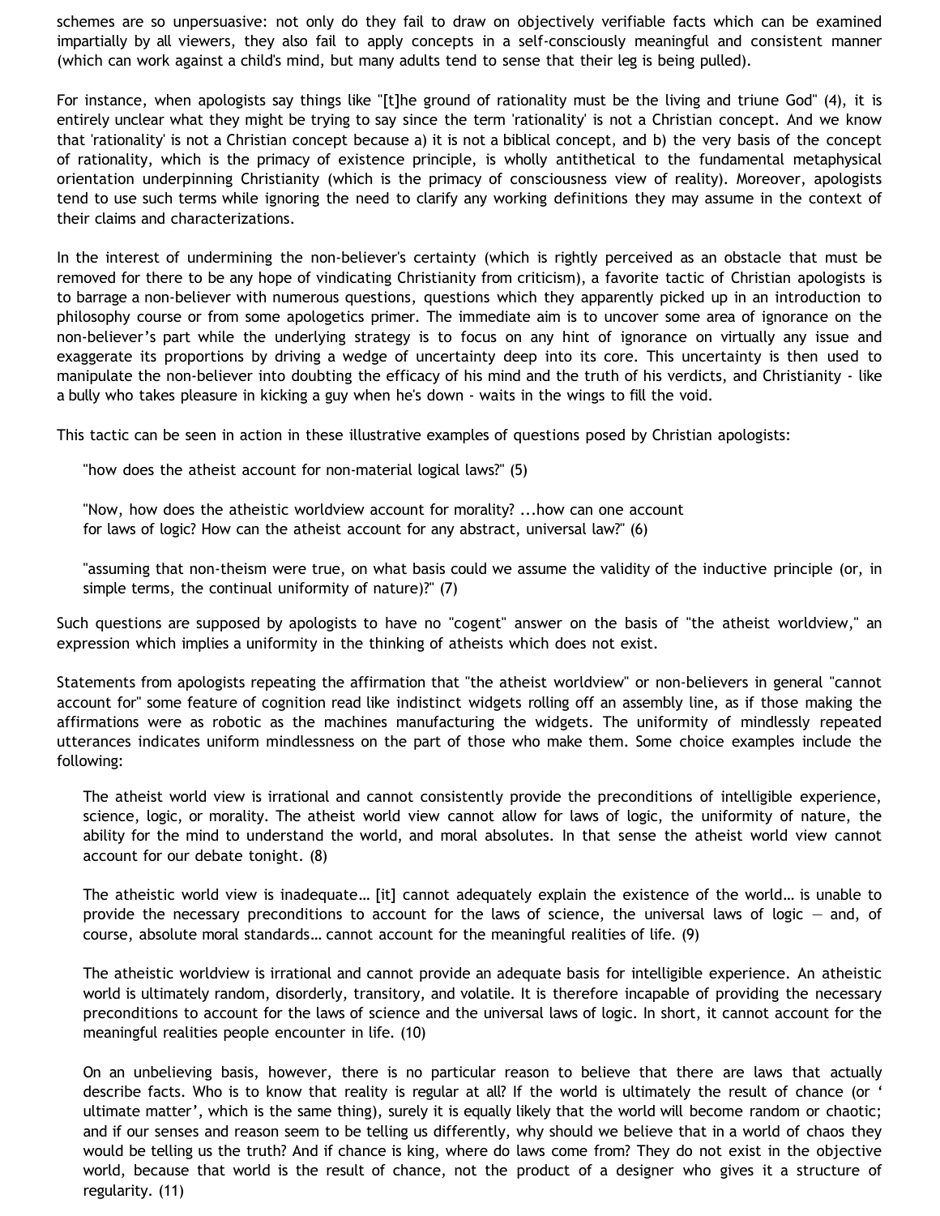schemes are so unpersuasive: not only do they fail to draw on objectively verifiable facts which can be examined impartially by all viewers, they also fail to apply concepts in a self-consciously meaningful and consistent manner (which can work against a child's mind, but many adults tend to sense that their leg is being pulled).

For instance, when apologists say things like "[t]he ground of rationality must be the living and triune God" (4), it is entirely unclear what they might be trying to say since the term 'rationality' is not a Christian concept. And we know that 'rationality' is not a Christian concept because a) it is not a biblical concept, and b) the very basis of the concept of rationality, which is the primacy of existence principle, is wholly antithetical to the fundamental metaphysical orientation underpinning Christianity (which is the primacy of consciousness view of reality). Moreover, apologists tend to use such terms while ignoring the need to clarify any working definitions they may assume in the context of their claims and characterizations.

In the interest of undermining the non-believer's certainty (which is rightly perceived as an obstacle that must be removed for there to be any hope of vindicating Christianity from criticism), a favorite tactic of Christian apologists is to barrage a non-believer with numerous questions, questions which they apparently picked up in an introduction to philosophy course or from some apologetics primer. The immediate aim is to uncover some area of ignorance on the non-believer's part while the underlying strategy is to focus on any hint of ignorance on virtually any issue and exaggerate its proportions by driving a wedge of uncertainty deep into its core. This uncertainty is then used to manipulate the non-believer into doubting the efficacy of his mind and the truth of his verdicts, and Christianity - like a bully who takes pleasure in kicking a guy when he's down - waits in the wings to fill the void.

This tactic can be seen in action in these illustrative examples of questions posed by Christian apologists:

> "how does the atheist account for non-material logical laws?" (5)
>
> "Now, how does the atheistic worldview account for morality? ...how can one account for laws of logic? How can the atheist account for any abstract, universal law?" (6)
>
> "assuming that non-theism were true, on what basis could we assume the validity of the inductive principle (or, in simple terms, the continual uniformity of nature)?" (7)

Such questions are supposed by apologists to have no "cogent" answer on the basis of "the atheist worldview," an expression which implies a uniformity in the thinking of atheists which does not exist.

Statements from apologists repeating the affirmation that "the atheist worldview" or non-believers in general "cannot account for" some feature of cognition read like indistinct widgets rolling off an assembly line, as if those making the affirmations were as robotic as the machines manufacturing the widgets. The uniformity of mindlessly repeated utterances indicates uniform mindlessness on the part of those who make them. Some choice examples include the following:

> The atheist world view is irrational and cannot consistently provide the preconditions of intelligible experience, science, logic, or morality. The atheist world view cannot allow for laws of logic, the uniformity of nature, the ability for the mind to understand the world, and moral absolutes. In that sense the atheist world view cannot account for our debate tonight. (8)
>
> The atheistic world view is inadequate… [it] cannot adequately explain the existence of the world… is unable to provide the necessary preconditions to account for the laws of science, the universal laws of logic — and, of course, absolute moral standards… cannot account for the meaningful realities of life. (9)
>
> The atheistic worldview is irrational and cannot provide an adequate basis for intelligible experience. An atheistic world is ultimately random, disorderly, transitory, and volatile. It is therefore incapable of providing the necessary preconditions to account for the laws of science and the universal laws of logic. In short, it cannot account for the meaningful realities people encounter in life. (10)
>
> On an unbelieving basis, however, there is no particular reason to believe that there are laws that actually describe facts. Who is to know that reality is regular at all? If the world is ultimately the result of chance (or ' ultimate matter', which is the same thing), surely it is equally likely that the world will become random or chaotic; and if our senses and reason seem to be telling us differently, why should we believe that in a world of chaos they would be telling us the truth? And if chance is king, where do laws come from? They do not exist in the objective world, because that world is the result of chance, not the product of a designer who gives it a structure of regularity. (11)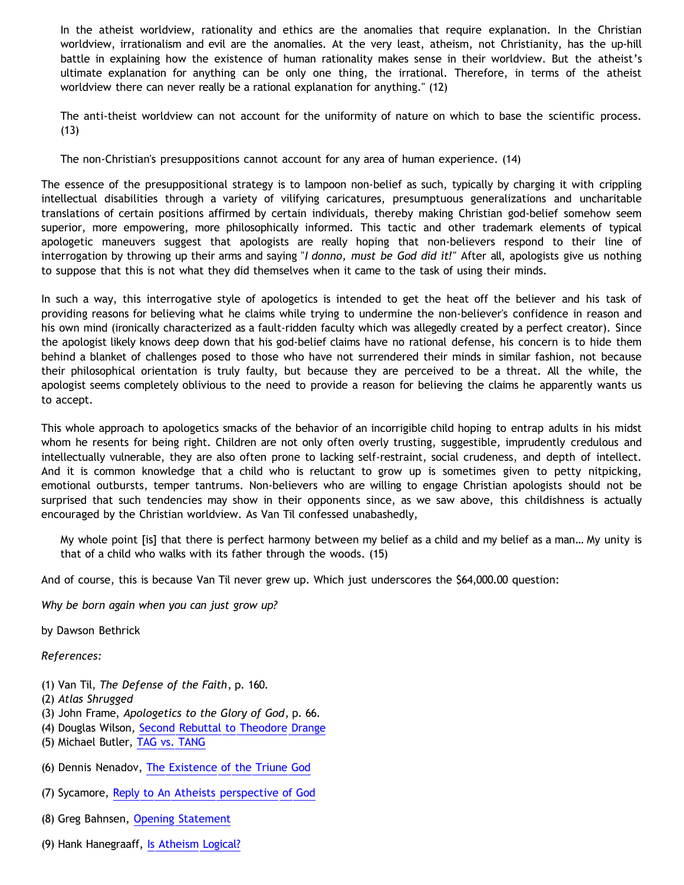> In the atheist worldview, rationality and ethics are the anomalies that require explanation. In the Christian worldview, irrationalism and evil are the anomalies. At the very least, atheism, not Christianity, has the up-hill battle in explaining how the existence of human rationality makes sense in their worldview. But the atheist's ultimate explanation for anything can be only one thing, the irrational. Therefore, in terms of the atheist worldview there can never really be a rational explanation for anything." (12)

> The anti-theist worldview can not account for the uniformity of nature on which to base the scientific process. (13)

> The non-Christian's presuppositions cannot account for any area of human experience. (14)

The essence of the presuppositional strategy is to lampoon non-belief as such, typically by charging it with crippling intellectual disabilities through a variety of vilifying caricatures, presumptuous generalizations and uncharitable translations of certain positions affirmed by certain individuals, thereby making Christian god-belief somehow seem superior, more empowering, more philosophically informed. This tactic and other trademark elements of typical apologetic maneuvers suggest that apologists are really hoping that non-believers respond to their line of interrogation by throwing up their arms and saying "*I donno, must be God did it!*" After all, apologists give us nothing to suppose that this is not what they did themselves when it came to the task of using their minds.

In such a way, this interrogative style of apologetics is intended to get the heat off the believer and his task of providing reasons for believing what he claims while trying to undermine the non-believer's confidence in reason and his own mind (ironically characterized as a fault-ridden faculty which was allegedly created by a perfect creator). Since the apologist likely knows deep down that his god-belief claims have no rational defense, his concern is to hide them behind a blanket of challenges posed to those who have not surrendered their minds in similar fashion, not because their philosophical orientation is truly faulty, but because they are perceived to be a threat. All the while, the apologist seems completely oblivious to the need to provide a reason for believing the claims he apparently wants us to accept.

This whole approach to apologetics smacks of the behavior of an incorrigible child hoping to entrap adults in his midst whom he resents for being right. Children are not only often overly trusting, suggestible, imprudently credulous and intellectually vulnerable, they are also often prone to lacking self-restraint, social crudeness, and depth of intellect. And it is common knowledge that a child who is reluctant to grow up is sometimes given to petty nitpicking, emotional outbursts, temper tantrums. Non-believers who are willing to engage Christian apologists should not be surprised that such tendencies may show in their opponents since, as we saw above, this childishness is actually encouraged by the Christian worldview. As Van Til confessed unabashedly,

> My whole point [is] that there is perfect harmony between my belief as a child and my belief as a man… My unity is that of a child who walks with its father through the woods. (15)

And of course, this is because Van Til never grew up. Which just underscores the $64,000.00 question:

*Why be born again when you can just grow up?*

by Dawson Bethrick

*References:*

(1) Van Til, *The Defense of the Faith*, p. 160.
(2) *Atlas Shrugged*
(3) John Frame, *Apologetics to the Glory of God*, p. 66.
(4) Douglas Wilson, Second Rebuttal to Theodore Drange
(5) Michael Butler, TAG vs. TANG
(6) Dennis Nenadov, The Existence of the Triune God
(7) Sycamore, Reply to An Atheists perspective of God
(8) Greg Bahnsen, Opening Statement
(9) Hank Hanegraaff, Is Atheism Logical?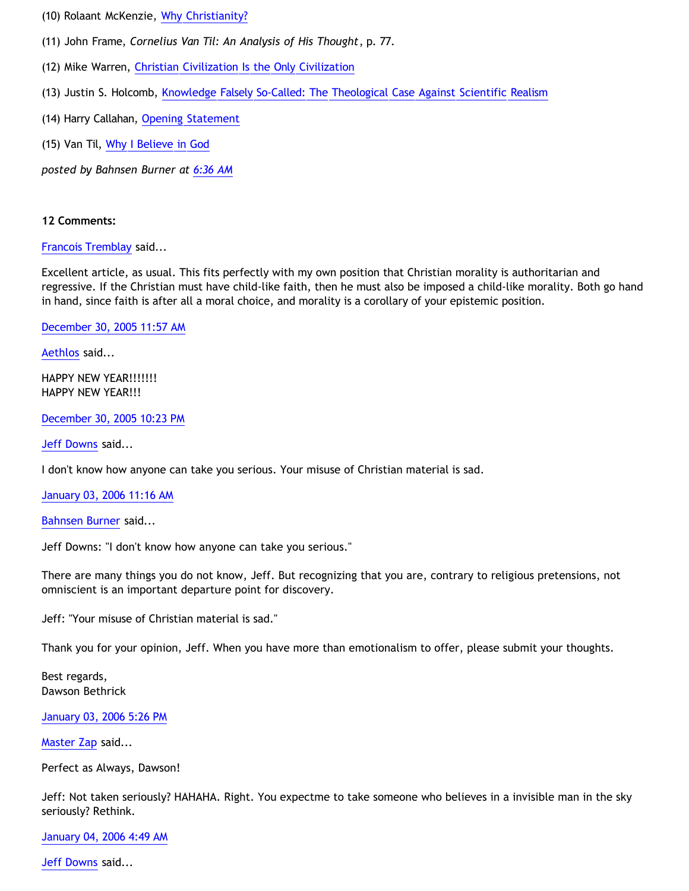(10) Rolaant McKenzie, Why Christianity?

(11) John Frame, *Cornelius Van Til: An Analysis of His Thought*, p. 77.

(12) Mike Warren, Christian Civilization Is the Only Civilization

(13) Justin S. Holcomb, Knowledge Falsely So-Called: The Theological Case Against Scientific Realism

(14) Harry Callahan, Opening Statement

(15) Van Til, Why I Believe in God

*posted by Bahnsen Burner at 6:36 AM*

**12 Comments:**

Francois Tremblay said...

Excellent article, as usual. This fits perfectly with my own position that Christian morality is authoritarian and regressive. If the Christian must have child-like faith, then he must also be imposed a child-like morality. Both go hand in hand, since faith is after all a moral choice, and morality is a corollary of your epistemic position.

December 30, 2005 11:57 AM

Aethlos said...

HAPPY NEW YEAR!!!!!!!
HAPPY NEW YEAR!!!

December 30, 2005 10:23 PM

Jeff Downs said...

I don't know how anyone can take you serious. Your misuse of Christian material is sad.

January 03, 2006 11:16 AM

Bahnsen Burner said...

Jeff Downs: "I don't know how anyone can take you serious."

There are many things you do not know, Jeff. But recognizing that you are, contrary to religious pretensions, not omniscient is an important departure point for discovery.

Jeff: "Your misuse of Christian material is sad."

Thank you for your opinion, Jeff. When you have more than emotionalism to offer, please submit your thoughts.

Best regards,
Dawson Bethrick

January 03, 2006 5:26 PM

Master Zap said...

Perfect as Always, Dawson!

Jeff: Not taken seriously? HAHAHA. Right. You expectme to take someone who believes in a invisible man in the sky seriously? Rethink.

January 04, 2006 4:49 AM

Jeff Downs said...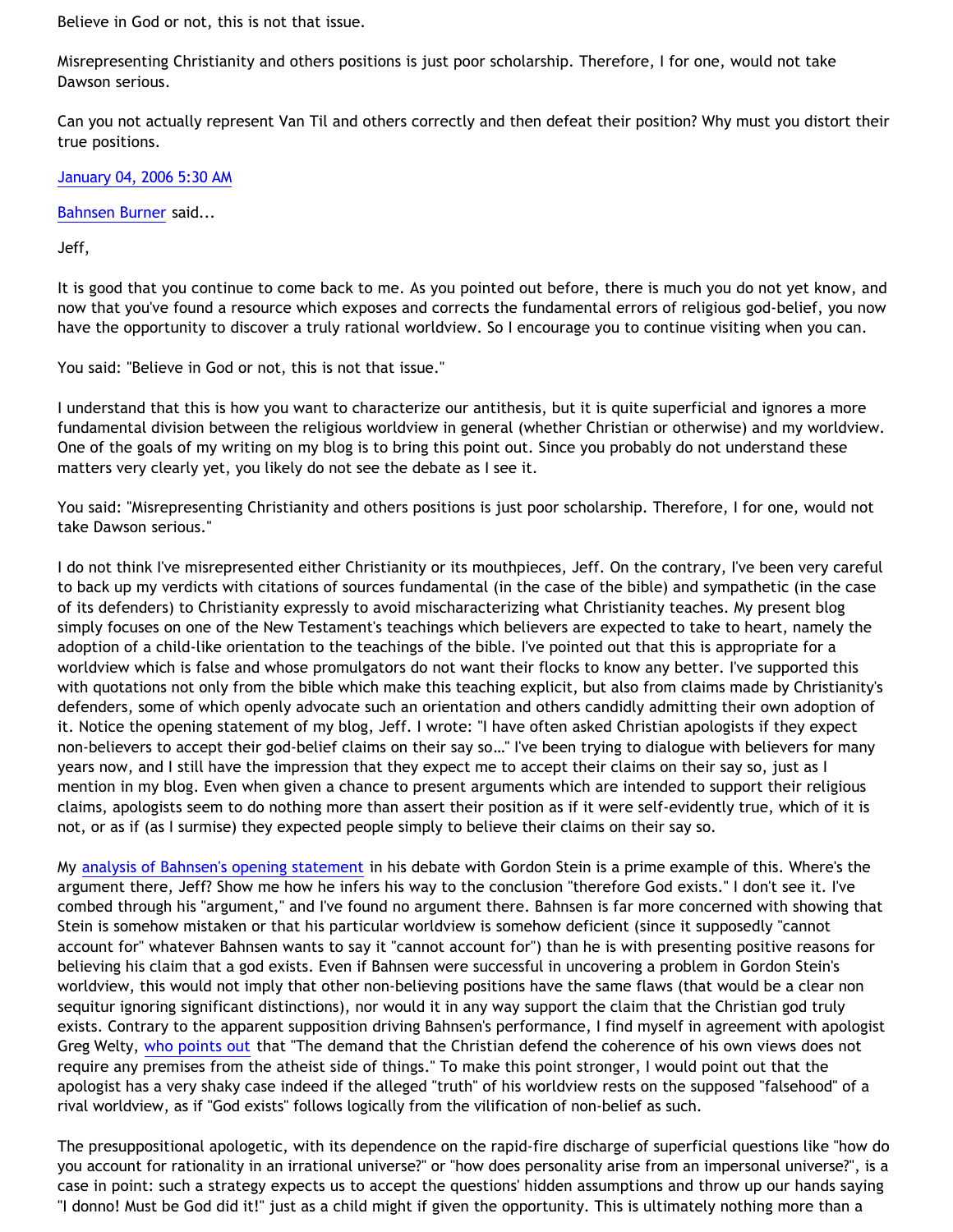Believe in God or not, this is not that issue.

Misrepresenting Christianity and others positions is just poor scholarship. Therefore, I for one, would not take Dawson serious.

Can you not actually represent Van Til and others correctly and then defeat their position? Why must you distort their true positions.

January 04, 2006 5:30 AM

Bahnsen Burner said...

Jeff,

It is good that you continue to come back to me. As you pointed out before, there is much you do not yet know, and now that you've found a resource which exposes and corrects the fundamental errors of religious god-belief, you now have the opportunity to discover a truly rational worldview. So I encourage you to continue visiting when you can.

You said: "Believe in God or not, this is not that issue."

I understand that this is how you want to characterize our antithesis, but it is quite superficial and ignores a more fundamental division between the religious worldview in general (whether Christian or otherwise) and my worldview. One of the goals of my writing on my blog is to bring this point out. Since you probably do not understand these matters very clearly yet, you likely do not see the debate as I see it.

You said: "Misrepresenting Christianity and others positions is just poor scholarship. Therefore, I for one, would not take Dawson serious."

I do not think I've misrepresented either Christianity or its mouthpieces, Jeff. On the contrary, I've been very careful to back up my verdicts with citations of sources fundamental (in the case of the bible) and sympathetic (in the case of its defenders) to Christianity expressly to avoid mischaracterizing what Christianity teaches. My present blog simply focuses on one of the New Testament's teachings which believers are expected to take to heart, namely the adoption of a child-like orientation to the teachings of the bible. I've pointed out that this is appropriate for a worldview which is false and whose promulgators do not want their flocks to know any better. I've supported this with quotations not only from the bible which make this teaching explicit, but also from claims made by Christianity's defenders, some of which openly advocate such an orientation and others candidly admitting their own adoption of it. Notice the opening statement of my blog, Jeff. I wrote: "I have often asked Christian apologists if they expect non-believers to accept their god-belief claims on their say so…" I've been trying to dialogue with believers for many years now, and I still have the impression that they expect me to accept their claims on their say so, just as I mention in my blog. Even when given a chance to present arguments which are intended to support their religious claims, apologists seem to do nothing more than assert their position as if it were self-evidently true, which of it is not, or as if (as I surmise) they expected people simply to believe their claims on their say so.

My analysis of Bahnsen's opening statement in his debate with Gordon Stein is a prime example of this. Where's the argument there, Jeff? Show me how he infers his way to the conclusion "therefore God exists." I don't see it. I've combed through his "argument," and I've found no argument there. Bahnsen is far more concerned with showing that Stein is somehow mistaken or that his particular worldview is somehow deficient (since it supposedly "cannot account for" whatever Bahnsen wants to say it "cannot account for") than he is with presenting positive reasons for believing his claim that a god exists. Even if Bahnsen were successful in uncovering a problem in Gordon Stein's worldview, this would not imply that other non-believing positions have the same flaws (that would be a clear non sequitur ignoring significant distinctions), nor would it in any way support the claim that the Christian god truly exists. Contrary to the apparent supposition driving Bahnsen's performance, I find myself in agreement with apologist Greg Welty, who points out that "The demand that the Christian defend the coherence of his own views does not require any premises from the atheist side of things." To make this point stronger, I would point out that the apologist has a very shaky case indeed if the alleged "truth" of his worldview rests on the supposed "falsehood" of a rival worldview, as if "God exists" follows logically from the vilification of non-belief as such.

The presuppositional apologetic, with its dependence on the rapid-fire discharge of superficial questions like "how do you account for rationality in an irrational universe?" or "how does personality arise from an impersonal universe?", is a case in point: such a strategy expects us to accept the questions' hidden assumptions and throw up our hands saying "I donno! Must be God did it!" just as a child might if given the opportunity. This is ultimately nothing more than a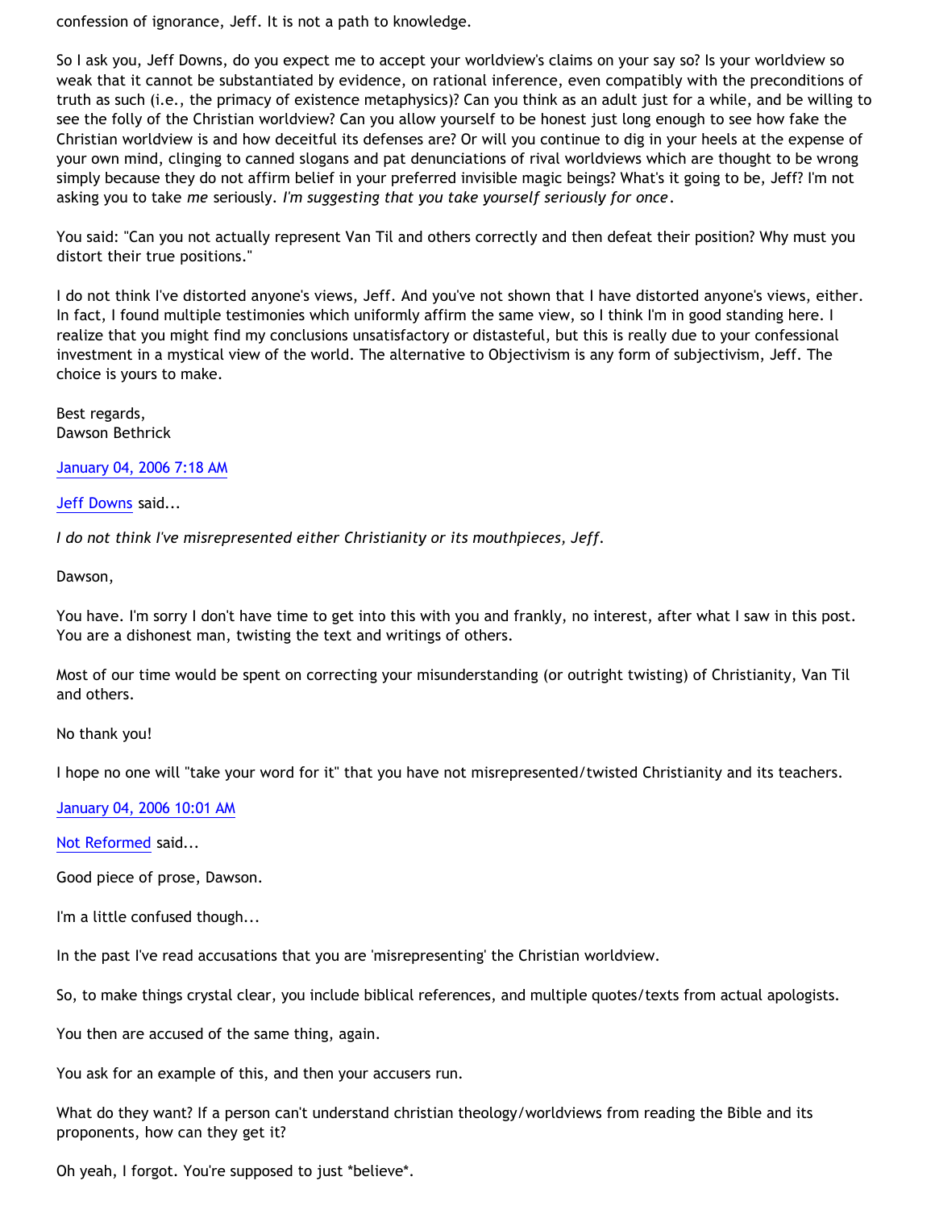confession of ignorance, Jeff. It is not a path to knowledge.

So I ask you, Jeff Downs, do you expect me to accept your worldview's claims on your say so? Is your worldview so weak that it cannot be substantiated by evidence, on rational inference, even compatibly with the preconditions of truth as such (i.e., the primacy of existence metaphysics)? Can you think as an adult just for a while, and be willing to see the folly of the Christian worldview? Can you allow yourself to be honest just long enough to see how fake the Christian worldview is and how deceitful its defenses are? Or will you continue to dig in your heels at the expense of your own mind, clinging to canned slogans and pat denunciations of rival worldviews which are thought to be wrong simply because they do not affirm belief in your preferred invisible magic beings? What's it going to be, Jeff? I'm not asking you to take *me* seriously. *I'm suggesting that you take yourself seriously for once*.

You said: "Can you not actually represent Van Til and others correctly and then defeat their position? Why must you distort their true positions."

I do not think I've distorted anyone's views, Jeff. And you've not shown that I have distorted anyone's views, either. In fact, I found multiple testimonies which uniformly affirm the same view, so I think I'm in good standing here. I realize that you might find my conclusions unsatisfactory or distasteful, but this is really due to your confessional investment in a mystical view of the world. The alternative to Objectivism is any form of subjectivism, Jeff. The choice is yours to make.

Best regards,
Dawson Bethrick

January 04, 2006 7:18 AM

Jeff Downs said...

*I do not think I've misrepresented either Christianity or its mouthpieces, Jeff.*

Dawson,

You have. I'm sorry I don't have time to get into this with you and frankly, no interest, after what I saw in this post. You are a dishonest man, twisting the text and writings of others.

Most of our time would be spent on correcting your misunderstanding (or outright twisting) of Christianity, Van Til and others.

No thank you!

I hope no one will "take your word for it" that you have not misrepresented/twisted Christianity and its teachers.

January 04, 2006 10:01 AM

Not Reformed said...

Good piece of prose, Dawson.

I'm a little confused though...

In the past I've read accusations that you are 'misrepresenting' the Christian worldview.

So, to make things crystal clear, you include biblical references, and multiple quotes/texts from actual apologists.

You then are accused of the same thing, again.

You ask for an example of this, and then your accusers run.

What do they want? If a person can't understand christian theology/worldviews from reading the Bible and its proponents, how can they get it?

Oh yeah, I forgot. You're supposed to just *believe*.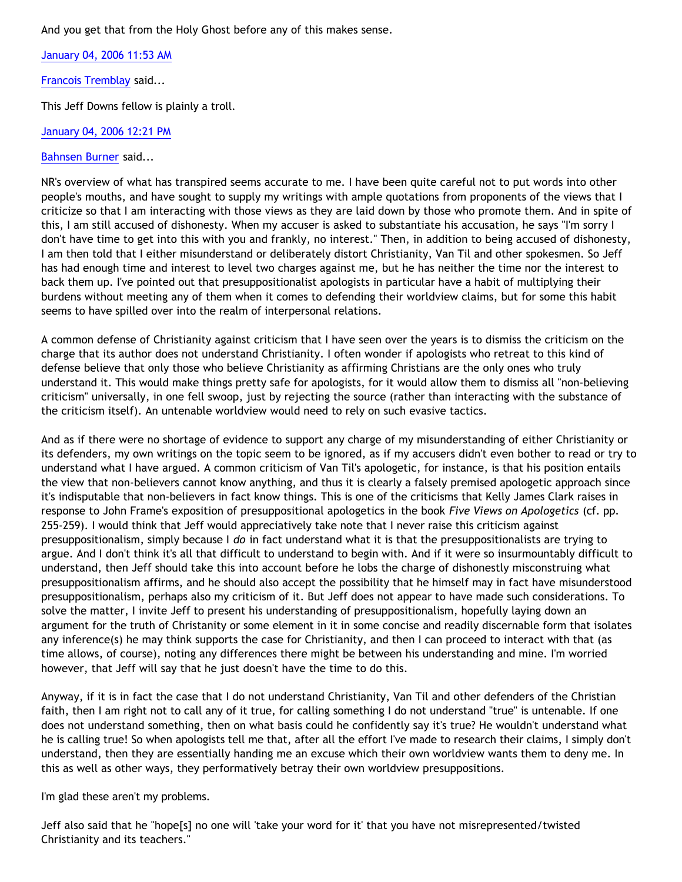And you get that from the Holy Ghost before any of this makes sense.

January 04, 2006 11:53 AM

Francois Tremblay said...

This Jeff Downs fellow is plainly a troll.

January 04, 2006 12:21 PM

Bahnsen Burner said...

NR's overview of what has transpired seems accurate to me. I have been quite careful not to put words into other people's mouths, and have sought to supply my writings with ample quotations from proponents of the views that I criticize so that I am interacting with those views as they are laid down by those who promote them. And in spite of this, I am still accused of dishonesty. When my accuser is asked to substantiate his accusation, he says "I'm sorry I don't have time to get into this with you and frankly, no interest." Then, in addition to being accused of dishonesty, I am then told that I either misunderstand or deliberately distort Christianity, Van Til and other spokesmen. So Jeff has had enough time and interest to level two charges against me, but he has neither the time nor the interest to back them up. I've pointed out that presuppositionalist apologists in particular have a habit of multiplying their burdens without meeting any of them when it comes to defending their worldview claims, but for some this habit seems to have spilled over into the realm of interpersonal relations.

A common defense of Christianity against criticism that I have seen over the years is to dismiss the criticism on the charge that its author does not understand Christianity. I often wonder if apologists who retreat to this kind of defense believe that only those who believe Christianity as affirming Christians are the only ones who truly understand it. This would make things pretty safe for apologists, for it would allow them to dismiss all "non-believing criticism" universally, in one fell swoop, just by rejecting the source (rather than interacting with the substance of the criticism itself). An untenable worldview would need to rely on such evasive tactics.

And as if there were no shortage of evidence to support any charge of my misunderstanding of either Christianity or its defenders, my own writings on the topic seem to be ignored, as if my accusers didn't even bother to read or try to understand what I have argued. A common criticism of Van Til's apologetic, for instance, is that his position entails the view that non-believers cannot know anything, and thus it is clearly a falsely premised apologetic approach since it's indisputable that non-believers in fact know things. This is one of the criticisms that Kelly James Clark raises in response to John Frame's exposition of presuppositional apologetics in the book *Five Views on Apologetics* (cf. pp. 255-259). I would think that Jeff would appreciatively take note that I never raise this criticism against presuppositionalism, simply because I *do* in fact understand what it is that the presuppositionalists are trying to argue. And I don't think it's all that difficult to understand to begin with. And if it were so insurmountably difficult to understand, then Jeff should take this into account before he lobs the charge of dishonestly misconstruing what presuppositionalism affirms, and he should also accept the possibility that he himself may in fact have misunderstood presuppositionalism, perhaps also my criticism of it. But Jeff does not appear to have made such considerations. To solve the matter, I invite Jeff to present his understanding of presuppositionalism, hopefully laying down an argument for the truth of Christanity or some element in it in some concise and readily discernable form that isolates any inference(s) he may think supports the case for Christianity, and then I can proceed to interact with that (as time allows, of course), noting any differences there might be between his understanding and mine. I'm worried however, that Jeff will say that he just doesn't have the time to do this.

Anyway, if it is in fact the case that I do not understand Christianity, Van Til and other defenders of the Christian faith, then I am right not to call any of it true, for calling something I do not understand "true" is untenable. If one does not understand something, then on what basis could he confidently say it's true? He wouldn't understand what he is calling true! So when apologists tell me that, after all the effort I've made to research their claims, I simply don't understand, then they are essentially handing me an excuse which their own worldview wants them to deny me. In this as well as other ways, they performatively betray their own worldview presuppositions.

I'm glad these aren't my problems.

Jeff also said that he "hope[s] no one will 'take your word for it' that you have not misrepresented/twisted Christianity and its teachers."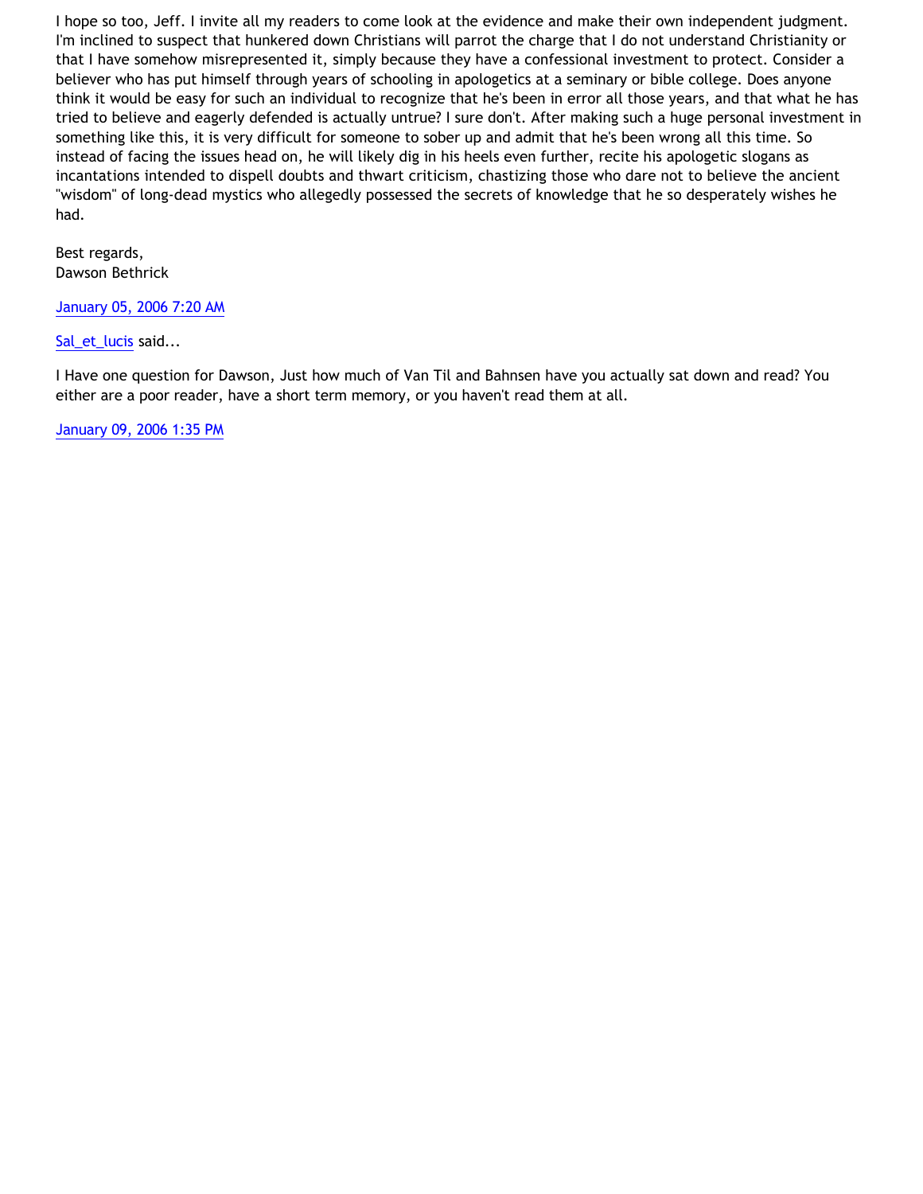I hope so too, Jeff. I invite all my readers to come look at the evidence and make their own independent judgment. I'm inclined to suspect that hunkered down Christians will parrot the charge that I do not understand Christianity or that I have somehow misrepresented it, simply because they have a confessional investment to protect. Consider a believer who has put himself through years of schooling in apologetics at a seminary or bible college. Does anyone think it would be easy for such an individual to recognize that he's been in error all those years, and that what he has tried to believe and eagerly defended is actually untrue? I sure don't. After making such a huge personal investment in something like this, it is very difficult for someone to sober up and admit that he's been wrong all this time. So instead of facing the issues head on, he will likely dig in his heels even further, recite his apologetic slogans as incantations intended to dispell doubts and thwart criticism, chastizing those who dare not to believe the ancient "wisdom" of long-dead mystics who allegedly possessed the secrets of knowledge that he so desperately wishes he had.

Best regards,
Dawson Bethrick

January 05, 2006 7:20 AM

Sal_et_lucis said...

I Have one question for Dawson, Just how much of Van Til and Bahnsen have you actually sat down and read? You either are a poor reader, have a short term memory, or you haven't read them at all.

January 09, 2006 1:35 PM